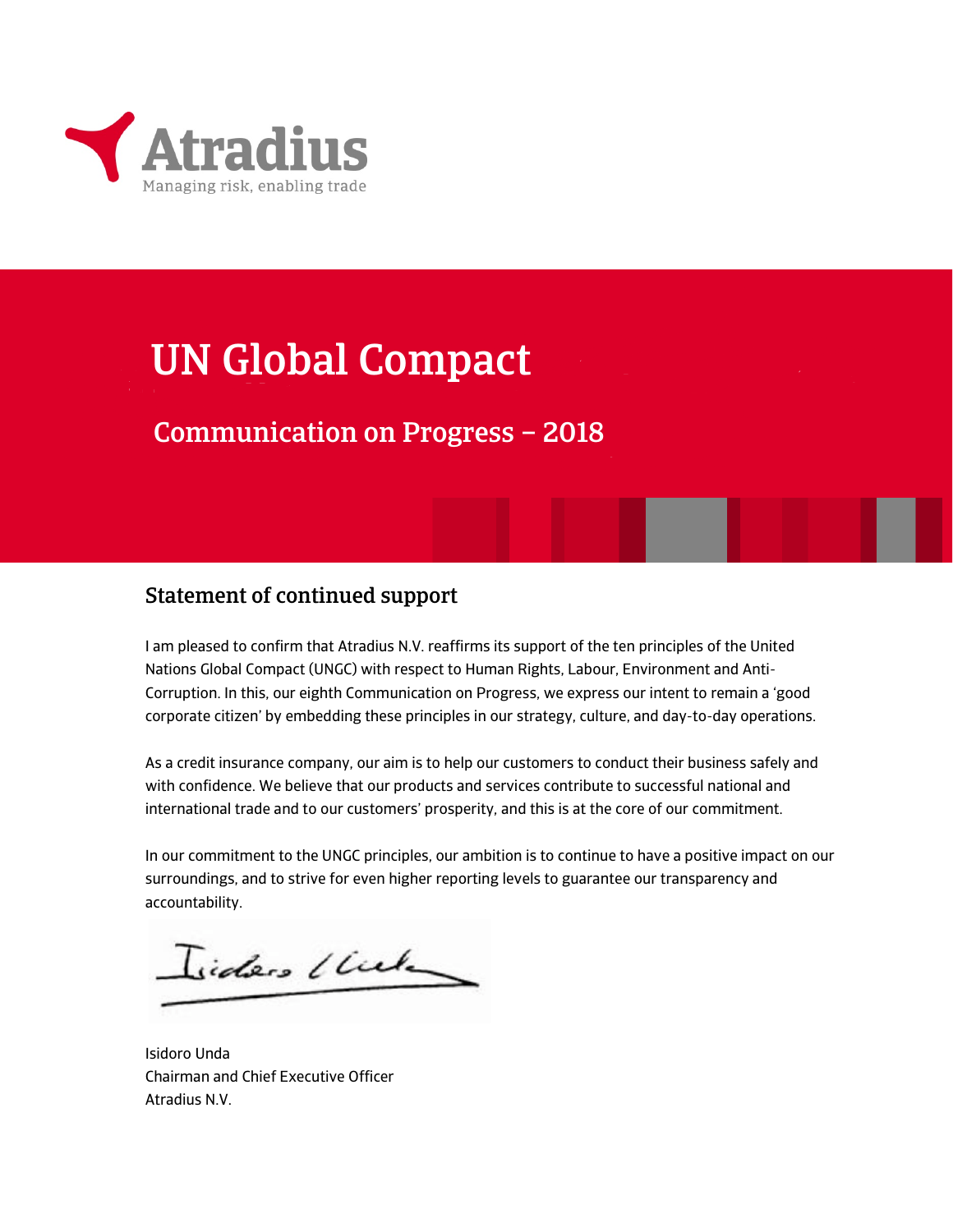Atradius

Managing risk, enabling trade

# UN Global Compact

## Communication on Progress – 2018

### Statement of continued support

I am pleased to confirm that Atradius N.V. reaffirms its support of the ten principles of the United Nations Global Compact (UNGC) with respect to Human Rights, Labour, Environment and Anti-Corruption. In this, our eighth Communication on Progress, we express our intent to remain a 'good corporate citizen' by embedding these principles in our strategy, culture, and day-to-day operations.

As a credit insurance company, our aim is to help our customers to conduct their business safely and with confidence. We believe that our products and services contribute to successful national and international trade and to our customers' prosperity, and this is at the core of our commitment.

In our commitment to the UNGC principles, our ambition is to continue to have a positive impact on our surroundings, and to strive for even higher reporting levels to guarantee our transparency and accountability.

Isidoro Unda
Chairman and Chief Executive Officer
Atradius N.V.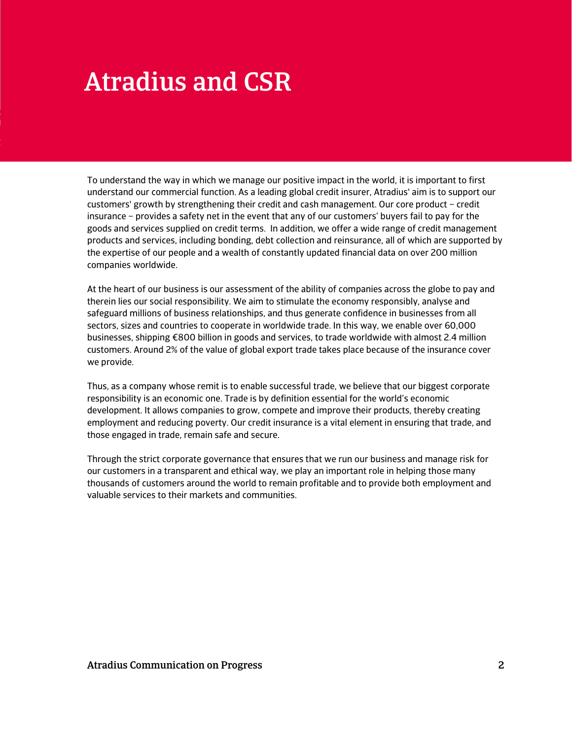# Atradius and CSR

To understand the way in which we manage our positive impact in the world, it is important to first understand our commercial function. As a leading global credit insurer, Atradius' aim is to support our customers' growth by strengthening their credit and cash management. Our core product – credit insurance – provides a safety net in the event that any of our customers' buyers fail to pay for the goods and services supplied on credit terms. In addition, we offer a wide range of credit management products and services, including bonding, debt collection and reinsurance, all of which are supported by the expertise of our people and a wealth of constantly updated financial data on over 200 million companies worldwide.

At the heart of our business is our assessment of the ability of companies across the globe to pay and therein lies our social responsibility. We aim to stimulate the economy responsibly, analyse and safeguard millions of business relationships, and thus generate confidence in businesses from all sectors, sizes and countries to cooperate in worldwide trade. In this way, we enable over 60,000 businesses, shipping €800 billion in goods and services, to trade worldwide with almost 2.4 million customers. Around 2% of the value of global export trade takes place because of the insurance cover we provide.

Thus, as a company whose remit is to enable successful trade, we believe that our biggest corporate responsibility is an economic one. Trade is by definition essential for the world's economic development. It allows companies to grow, compete and improve their products, thereby creating employment and reducing poverty. Our credit insurance is a vital element in ensuring that trade, and those engaged in trade, remain safe and secure.

Through the strict corporate governance that ensures that we run our business and manage risk for our customers in a transparent and ethical way, we play an important role in helping those many thousands of customers around the world to remain profitable and to provide both employment and valuable services to their markets and communities.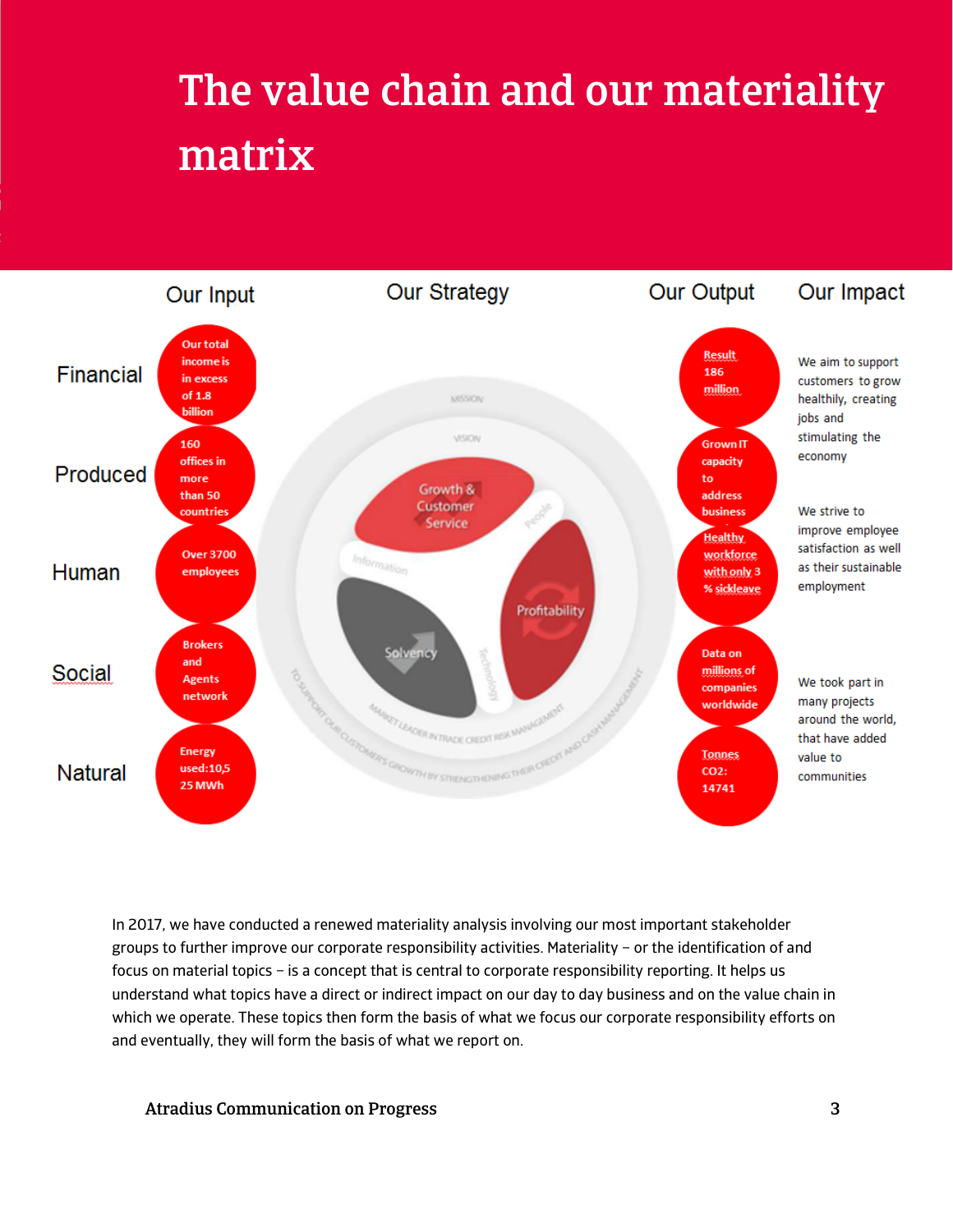# The value chain and our materiality matrix

| | Our Input | Our Output | Our Impact |
|---|---|---|---|
| Financial | Our total income is in excess of 1.8 billion | Result 186 million | We aim to support customers to grow healthily, creating jobs and stimulating the economy |
| Produced | 160 offices in more than 50 countries | Grown IT capacity to address business | |
| Human | Over 3700 employees | Healthy workforce with only 3 % sickleave | We strive to improve employee satisfaction as well as their sustainable employment |
| Social | Brokers and Agents network | Data on millions of companies worldwide | We took part in many projects around the world, that have added value to communities |
| Natural | Energy used:10,5 25 MWh | Tonnes CO2: 14741 | |

Our Strategy: Growth & Customer Service; Profitability; Solvency; People; Information; Technology; Mission; Vision; Market leader in trade credit risk management; To support our customers's growth by strengthening their credit and cash management

In 2017, we have conducted a renewed materiality analysis involving our most important stakeholder groups to further improve our corporate responsibility activities. Materiality – or the identification of and focus on material topics – is a concept that is central to corporate responsibility reporting. It helps us understand what topics have a direct or indirect impact on our day to day business and on the value chain in which we operate. These topics then form the basis of what we focus our corporate responsibility efforts on and eventually, they will form the basis of what we report on.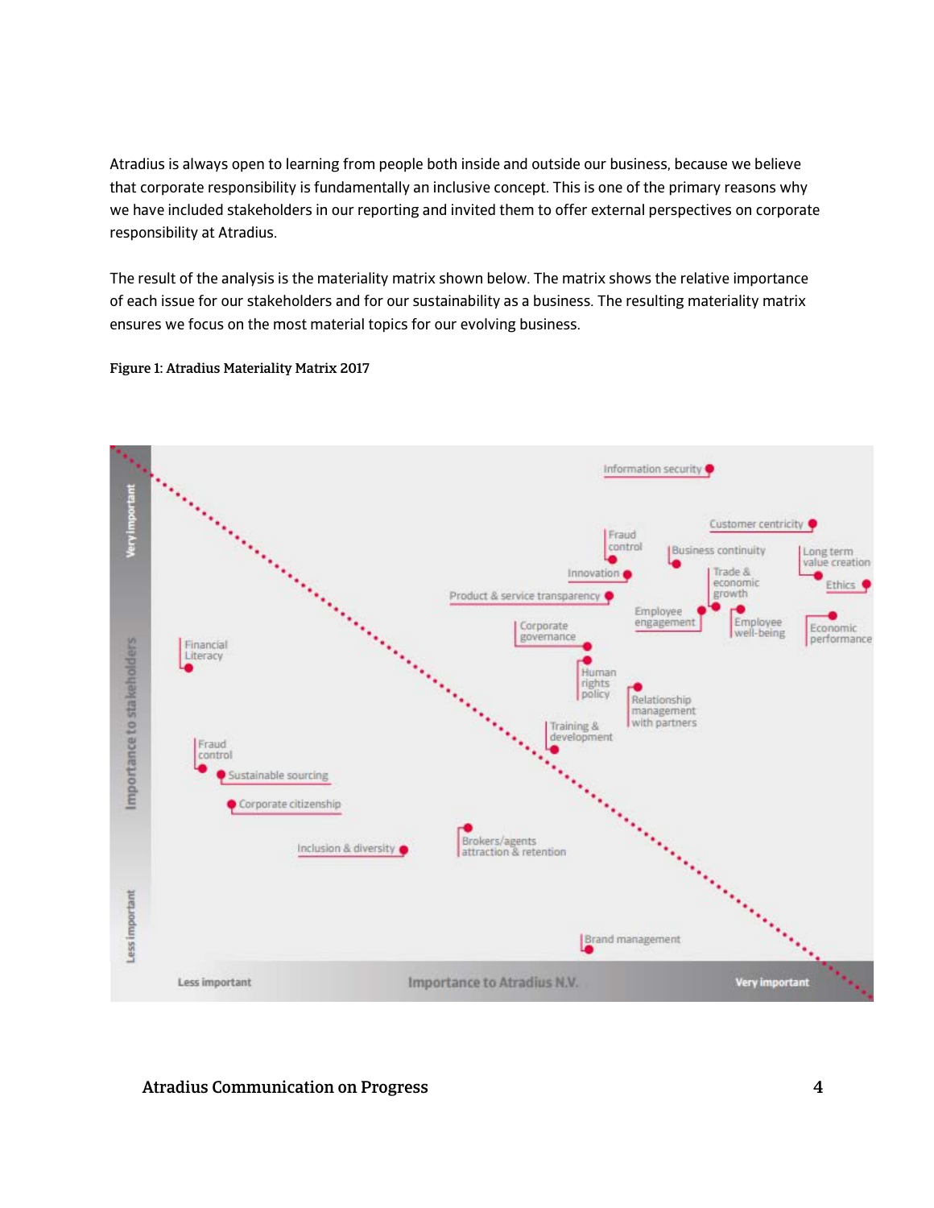Atradius is always open to learning from people both inside and outside our business, because we believe that corporate responsibility is fundamentally an inclusive concept. This is one of the primary reasons why we have included stakeholders in our reporting and invited them to offer external perspectives on corporate responsibility at Atradius.

The result of the analysis is the materiality matrix shown below. The matrix shows the relative importance of each issue for our stakeholders and for our sustainability as a business. The resulting materiality matrix ensures we focus on the most material topics for our evolving business.

**Figure 1: Atradius Materiality Matrix 2017**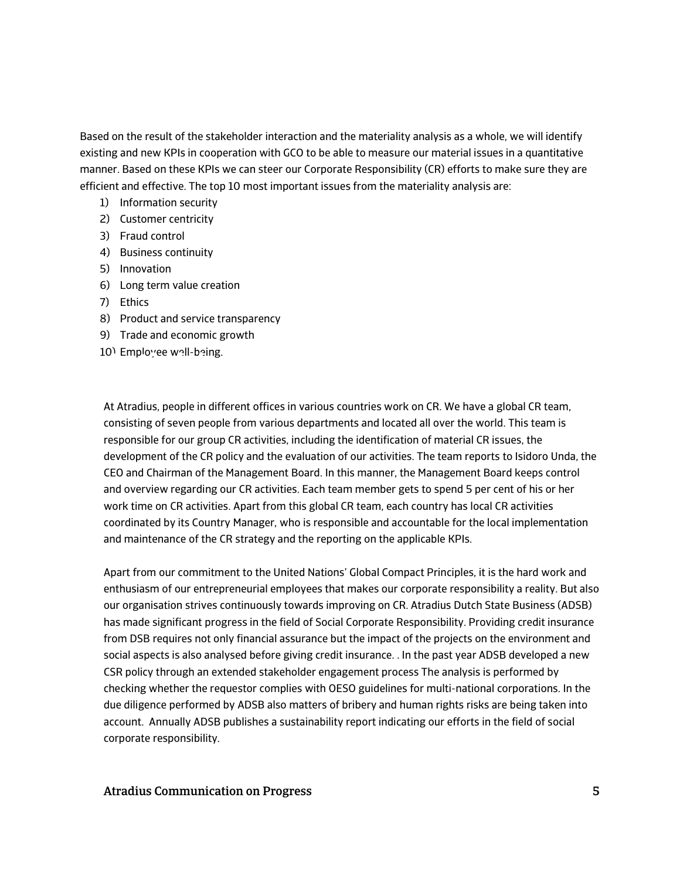Based on the result of the stakeholder interaction and the materiality analysis as a whole, we will identify existing and new KPIs in cooperation with GCO to be able to measure our material issues in a quantitative manner. Based on these KPIs we can steer our Corporate Responsibility (CR) efforts to make sure they are efficient and effective. The top 10 most important issues from the materiality analysis are:

1) Information security
2) Customer centricity
3) Fraud control
4) Business continuity
5) Innovation
6) Long term value creation
7) Ethics
8) Product and service transparency
9) Trade and economic growth
10) Employee well-being.

At Atradius, people in different offices in various countries work on CR. We have a global CR team, consisting of seven people from various departments and located all over the world. This team is responsible for our group CR activities, including the identification of material CR issues, the development of the CR policy and the evaluation of our activities. The team reports to Isidoro Unda, the CEO and Chairman of the Management Board. In this manner, the Management Board keeps control and overview regarding our CR activities. Each team member gets to spend 5 per cent of his or her work time on CR activities. Apart from this global CR team, each country has local CR activities coordinated by its Country Manager, who is responsible and accountable for the local implementation and maintenance of the CR strategy and the reporting on the applicable KPIs.

Apart from our commitment to the United Nations' Global Compact Principles, it is the hard work and enthusiasm of our entrepreneurial employees that makes our corporate responsibility a reality. But also our organisation strives continuously towards improving on CR. Atradius Dutch State Business (ADSB) has made significant progress in the field of Social Corporate Responsibility. Providing credit insurance from DSB requires not only financial assurance but the impact of the projects on the environment and social aspects is also analysed before giving credit insurance. . In the past year ADSB developed a new CSR policy through an extended stakeholder engagement process The analysis is performed by checking whether the requestor complies with OESO guidelines for multi-national corporations. In the due diligence performed by ADSB also matters of bribery and human rights risks are being taken into account. Annually ADSB publishes a sustainability report indicating our efforts in the field of social corporate responsibility.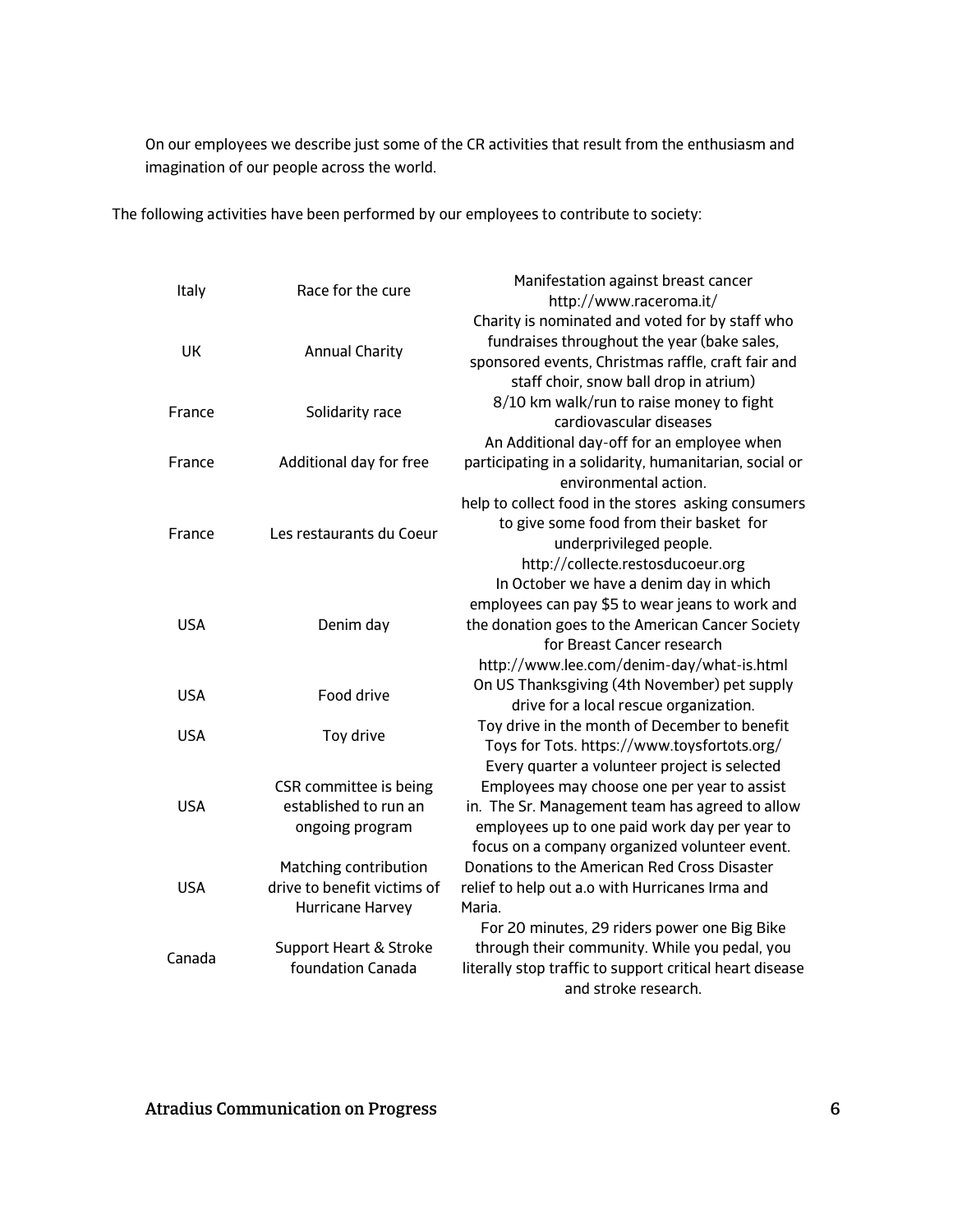On our employees we describe just some of the CR activities that result from the enthusiasm and imagination of our people across the world.

The following activities have been performed by our employees to contribute to society:

| Country | Activity | Description |
|---|---|---|
| Italy | Race for the cure | Manifestation against breast cancer http://www.raceroma.it/ |
| UK | Annual Charity | Charity is nominated and voted for by staff who fundraises throughout the year (bake sales, sponsored events, Christmas raffle, craft fair and staff choir, snow ball drop in atrium) |
| France | Solidarity race | 8/10 km walk/run to raise money to fight cardiovascular diseases |
| France | Additional day for free | An Additional day-off for an employee when participating in a solidarity, humanitarian, social or environmental action. |
| France | Les restaurants du Coeur | help to collect food in the stores asking consumers to give some food from their basket for underprivileged people. http://collecte.restosducoeur.org |
| USA | Denim day | In October we have a denim day in which employees can pay $5 to wear jeans to work and the donation goes to the American Cancer Society for Breast Cancer research http://www.lee.com/denim-day/what-is.html |
| USA | Food drive | On US Thanksgiving (4th November) pet supply drive for a local rescue organization. |
| USA | Toy drive | Toy drive in the month of December to benefit Toys for Tots. https://www.toysfortots.org/ |
| USA | CSR committee is being established to run an ongoing program | Every quarter a volunteer project is selected Employees may choose one per year to assist in. The Sr. Management team has agreed to allow employees up to one paid work day per year to focus on a company organized volunteer event. |
| USA | Matching contribution drive to benefit victims of Hurricane Harvey | Donations to the American Red Cross Disaster relief to help out a.o with Hurricanes Irma and Maria. |
| Canada | Support Heart & Stroke foundation Canada | For 20 minutes, 29 riders power one Big Bike through their community. While you pedal, you literally stop traffic to support critical heart disease and stroke research. |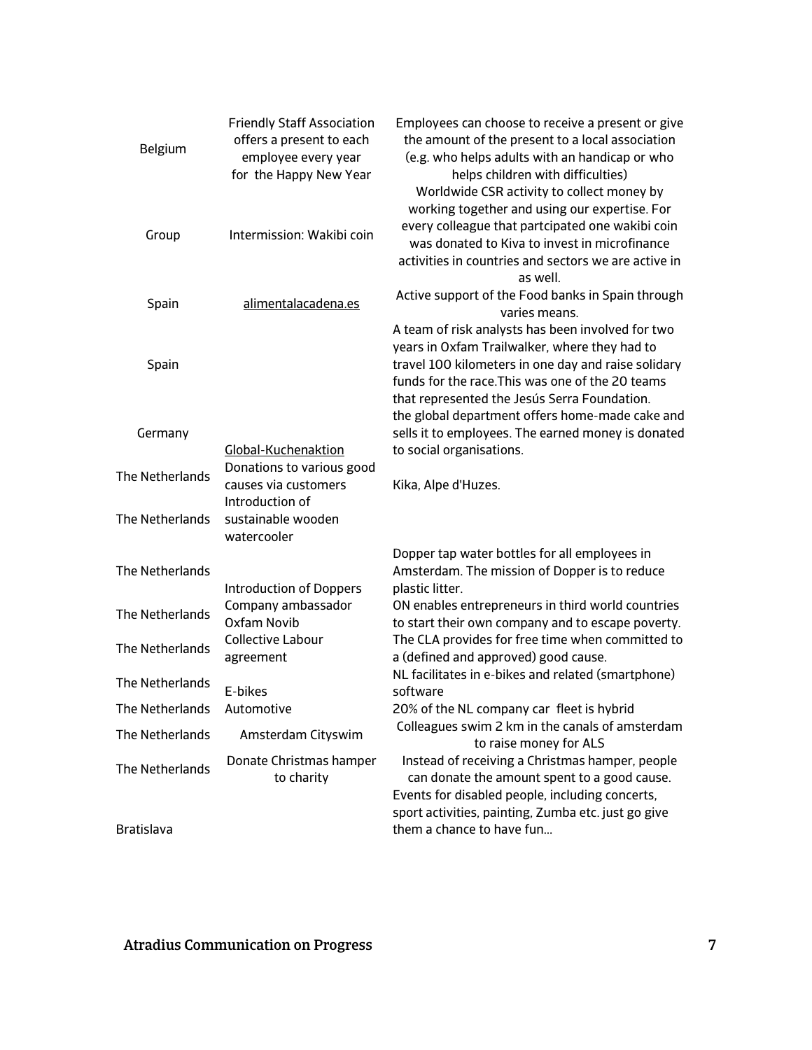| | | |
|---|---|---|
| Belgium | Friendly Staff Association offers a present to each employee every year for the Happy New Year | Employees can choose to receive a present or give the amount of the present to a local association (e.g. who helps adults with an handicap or who helps children with difficulties) |
| Group | Intermission: Wakibi coin | Worldwide CSR activity to collect money by working together and using our expertise. For every colleague that partcipated one wakibi coin was donated to Kiva to invest in microfinance activities in countries and sectors we are active in as well. |
| Spain | alimentalacadena.es | Active support of the Food banks in Spain through varies means. |
| Spain | | A team of risk analysts has been involved for two years in Oxfam Trailwalker, where they had to travel 100 kilometers in one day and raise solidary funds for the race.This was one of the 20 teams that represented the Jesús Serra Foundation. |
| Germany | Global-Kuchenaktion | the global department offers home-made cake and sells it to employees. The earned money is donated to social organisations. |
| The Netherlands | Donations to various good causes via customers | Kika, Alpe d'Huzes. |
| The Netherlands | Introduction of sustainable wooden watercooler | |
| The Netherlands | Introduction of Doppers | Dopper tap water bottles for all employees in Amsterdam. The mission of Dopper is to reduce plastic litter. |
| The Netherlands | Company ambassador Oxfam Novib | ON enables entrepreneurs in third world countries to start their own company and to escape poverty. |
| The Netherlands | Collective Labour agreement | The CLA provides for free time when committed to a (defined and approved) good cause. |
| The Netherlands | E-bikes | NL facilitates in e-bikes and related (smartphone) software |
| The Netherlands | Automotive | 20% of the NL company car fleet is hybrid |
| The Netherlands | Amsterdam Cityswim | Colleagues swim 2 km in the canals of amsterdam to raise money for ALS |
| The Netherlands | Donate Christmas hamper to charity | Instead of receiving a Christmas hamper, people can donate the amount spent to a good cause. |
| Bratislava | | Events for disabled people, including concerts, sport activities, painting, Zumba etc. just go give them a chance to have fun... |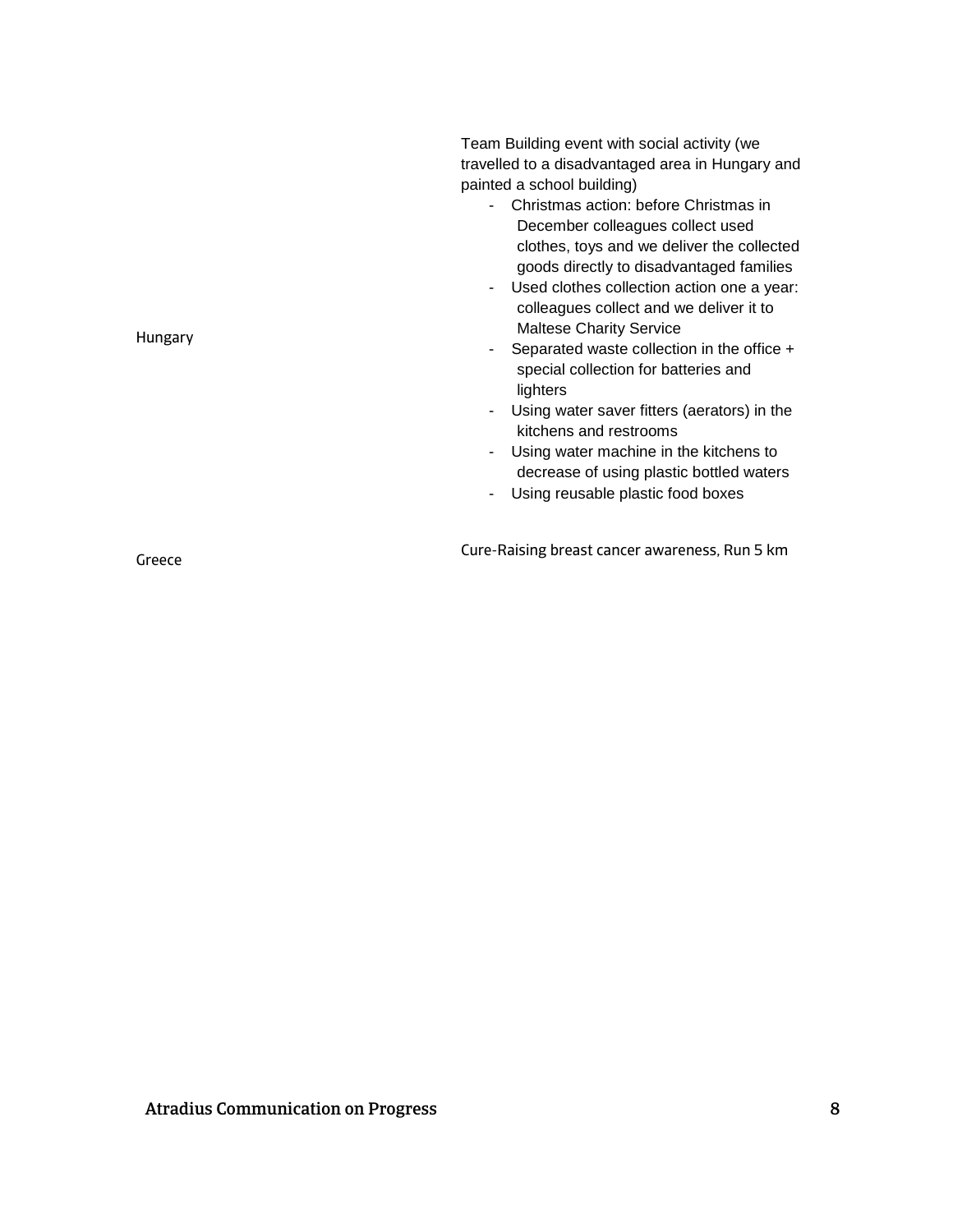| | |
|---|---|
| Hungary | Team Building event with social activity (we travelled to a disadvantaged area in Hungary and painted a school building)<br>- Christmas action: before Christmas in December colleagues collect used clothes, toys and we deliver the collected goods directly to disadvantaged families<br>- Used clothes collection action one a year: colleagues collect and we deliver it to Maltese Charity Service<br>- Separated waste collection in the office + special collection for batteries and lighters<br>- Using water saver fitters (aerators) in the kitchens and restrooms<br>- Using water machine in the kitchens to decrease of using plastic bottled waters<br>- Using reusable plastic food boxes |
| Greece | Cure-Raising breast cancer awareness, Run 5 km |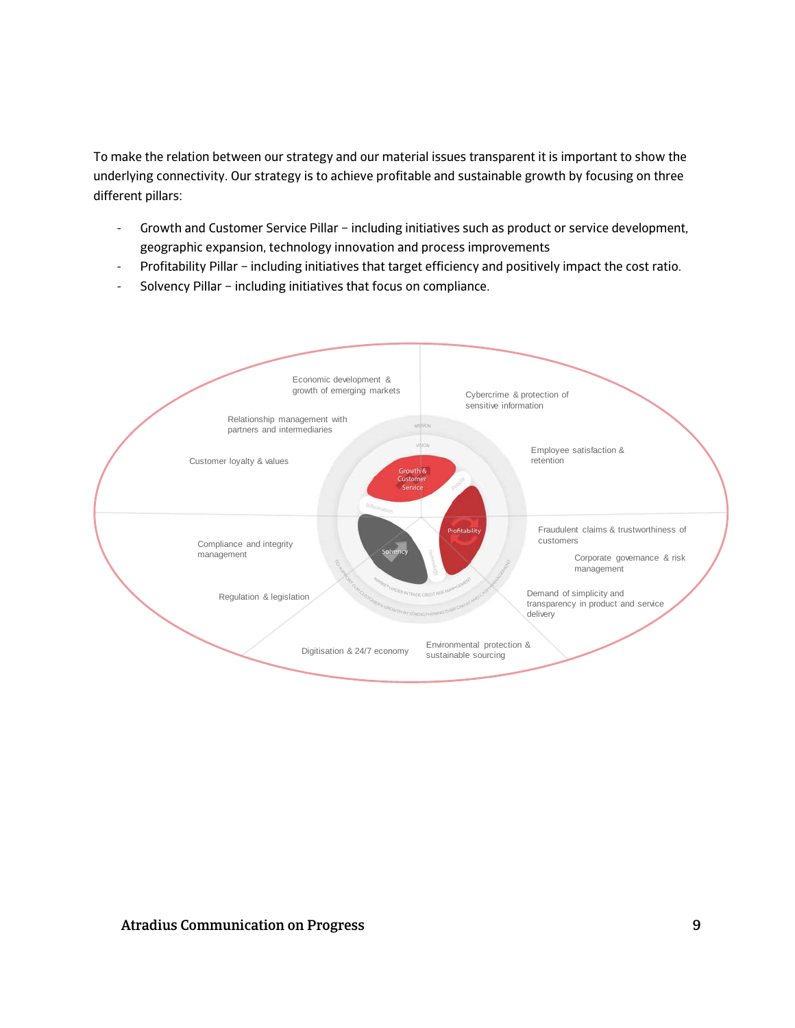To make the relation between our strategy and our material issues transparent it is important to show the underlying connectivity. Our strategy is to achieve profitable and sustainable growth by focusing on three different pillars:

- Growth and Customer Service Pillar – including initiatives such as product or service development, geographic expansion, technology innovation and process improvements
- Profitability Pillar – including initiatives that target efficiency and positively impact the cost ratio.
- Solvency Pillar – including initiatives that focus on compliance.

Economic development & growth of emerging markets

Cybercrime & protection of sensitive information

Relationship management with partners and intermediaries

Employee satisfaction & retention

Customer loyalty & values

Growth & Customer Service

Profitability

Solvency

Fraudulent claims & trustworthiness of customers

Compliance and integrity management

Corporate governance & risk management

Regulation & legislation

Demand of simplicity and transparency in product and service delivery

Digitisation & 24/7 economy

Environmental protection & sustainable sourcing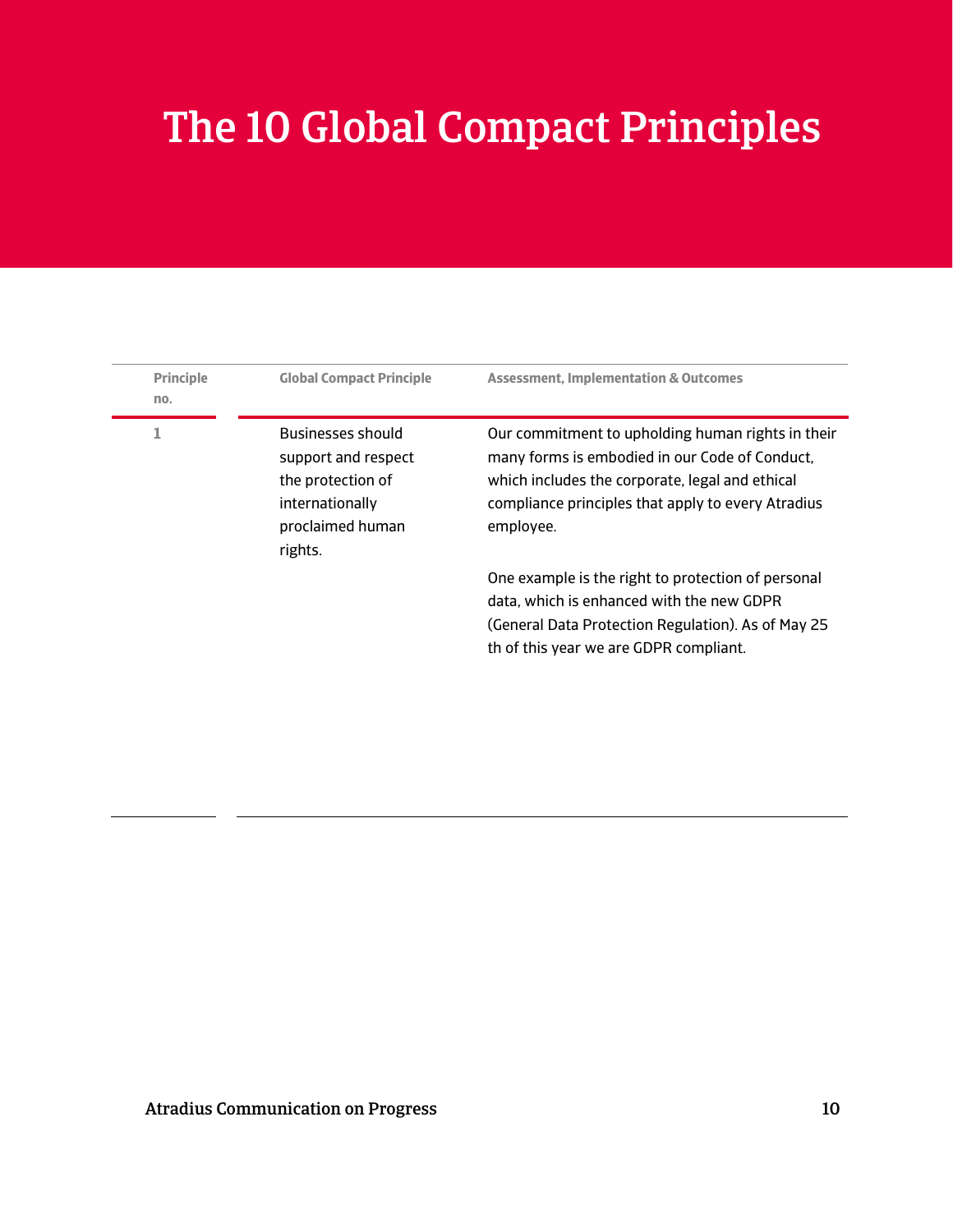# The 10 Global Compact Principles

| Principle no. | Global Compact Principle | Assessment, Implementation & Outcomes |
|---|---|---|
| 1 | Businesses should support and respect the protection of internationally proclaimed human rights. | Our commitment to upholding human rights in their many forms is embodied in our Code of Conduct, which includes the corporate, legal and ethical compliance principles that apply to every Atradius employee.<br><br>One example is the right to protection of personal data, which is enhanced with the new GDPR (General Data Protection Regulation). As of May 25 th of this year we are GDPR compliant. |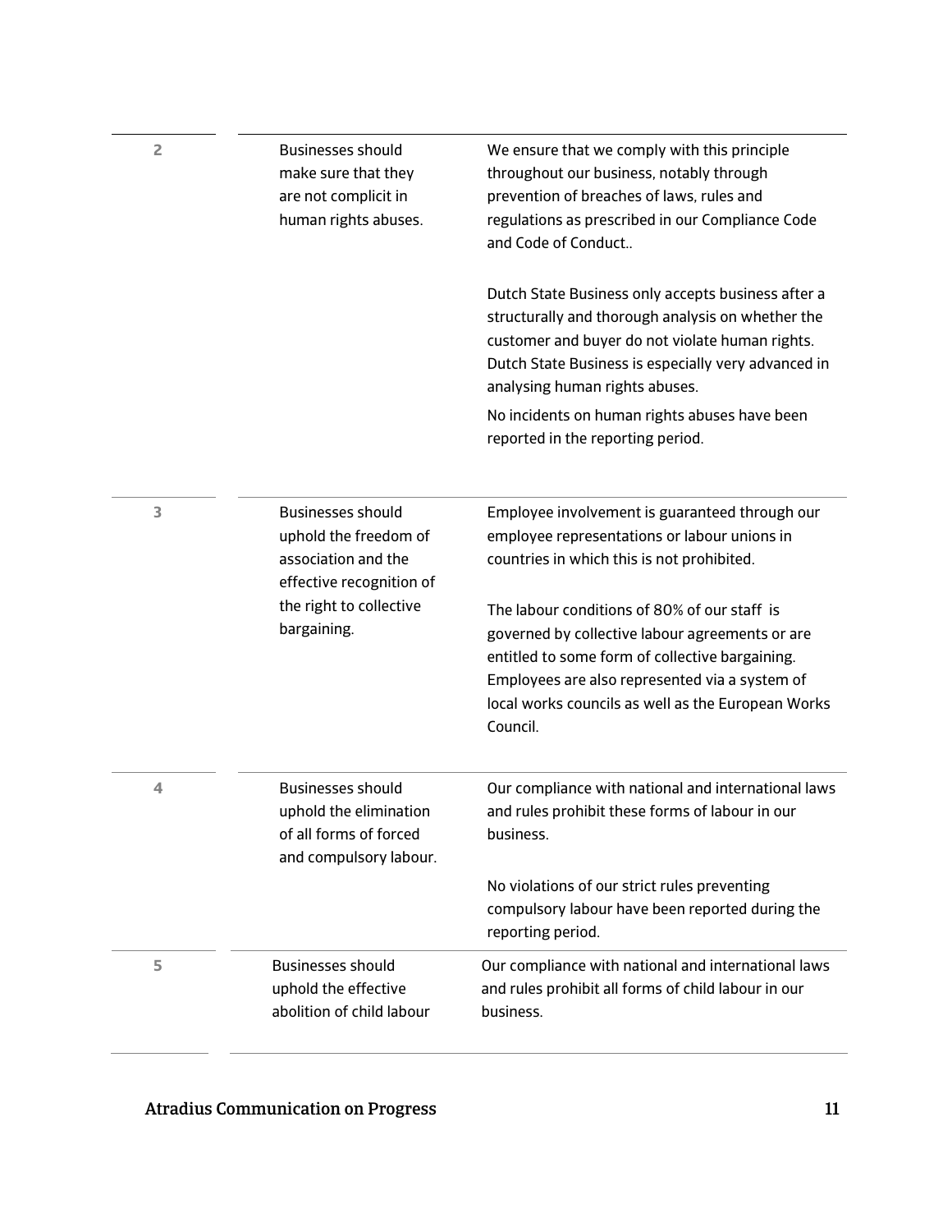| | | |
|---|---|---|
| 2 | Businesses should make sure that they are not complicit in human rights abuses. | We ensure that we comply with this principle throughout our business, notably through prevention of breaches of laws, rules and regulations as prescribed in our Compliance Code and Code of Conduct..<br><br>Dutch State Business only accepts business after a structurally and thorough analysis on whether the customer and buyer do not violate human rights. Dutch State Business is especially very advanced in analysing human rights abuses.<br><br>No incidents on human rights abuses have been reported in the reporting period. |
| 3 | Businesses should uphold the freedom of association and the effective recognition of the right to collective bargaining. | Employee involvement is guaranteed through our employee representations or labour unions in countries in which this is not prohibited.<br><br>The labour conditions of 80% of our staff is governed by collective labour agreements or are entitled to some form of collective bargaining. Employees are also represented via a system of local works councils as well as the European Works Council. |
| 4 | Businesses should uphold the elimination of all forms of forced and compulsory labour. | Our compliance with national and international laws and rules prohibit these forms of labour in our business.<br><br>No violations of our strict rules preventing compulsory labour have been reported during the reporting period. |
| 5 | Businesses should uphold the effective abolition of child labour | Our compliance with national and international laws and rules prohibit all forms of child labour in our business. |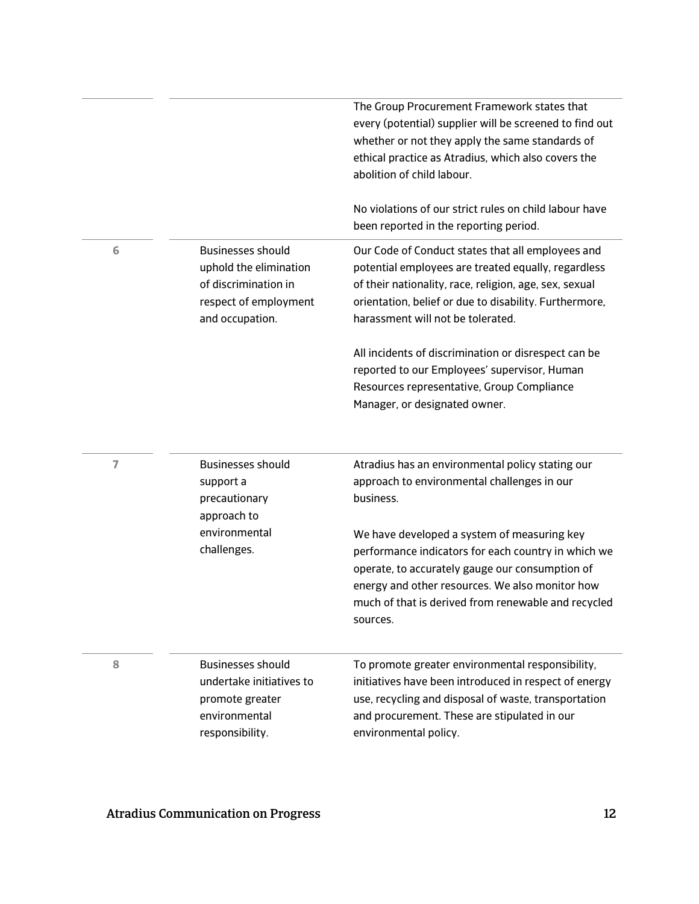| | | |
|---|---|---|
| | | The Group Procurement Framework states that every (potential) supplier will be screened to find out whether or not they apply the same standards of ethical practice as Atradius, which also covers the abolition of child labour.<br><br>No violations of our strict rules on child labour have been reported in the reporting period. |
| 6 | Businesses should uphold the elimination of discrimination in respect of employment and occupation. | Our Code of Conduct states that all employees and potential employees are treated equally, regardless of their nationality, race, religion, age, sex, sexual orientation, belief or due to disability. Furthermore, harassment will not be tolerated.<br><br>All incidents of discrimination or disrespect can be reported to our Employees' supervisor, Human Resources representative, Group Compliance Manager, or designated owner. |
| 7 | Businesses should support a precautionary approach to environmental challenges. | Atradius has an environmental policy stating our approach to environmental challenges in our business.<br><br>We have developed a system of measuring key performance indicators for each country in which we operate, to accurately gauge our consumption of energy and other resources. We also monitor how much of that is derived from renewable and recycled sources. |
| 8 | Businesses should undertake initiatives to promote greater environmental responsibility. | To promote greater environmental responsibility, initiatives have been introduced in respect of energy use, recycling and disposal of waste, transportation and procurement. These are stipulated in our environmental policy. |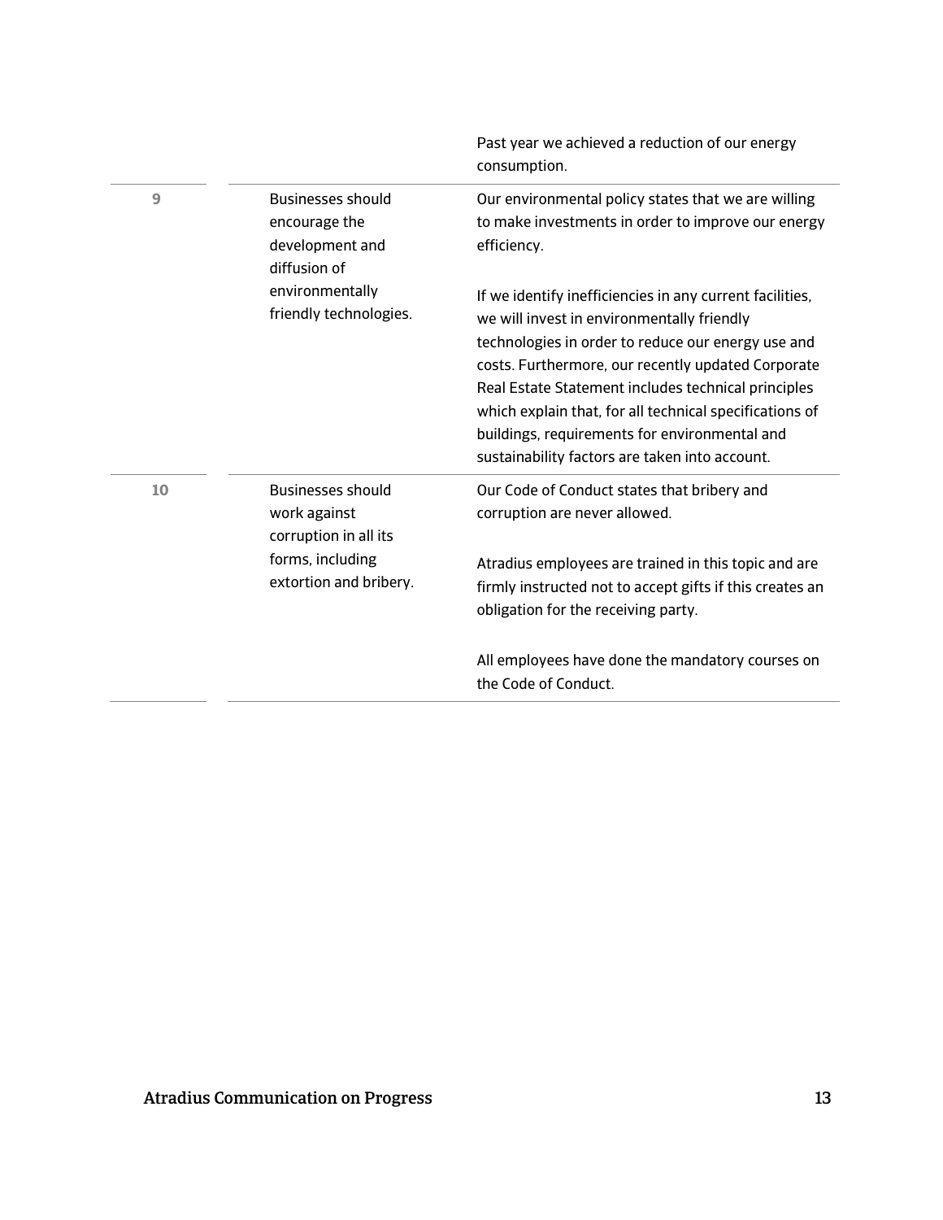|  |  | Past year we achieved a reduction of our energy consumption. |
|---|---|---|
| 9 | Businesses should encourage the development and diffusion of environmentally friendly technologies. | Our environmental policy states that we are willing to make investments in order to improve our energy efficiency.<br><br>If we identify inefficiencies in any current facilities, we will invest in environmentally friendly technologies in order to reduce our energy use and costs. Furthermore, our recently updated Corporate Real Estate Statement includes technical principles which explain that, for all technical specifications of buildings, requirements for environmental and sustainability factors are taken into account. |
| 10 | Businesses should work against corruption in all its forms, including extortion and bribery. | Our Code of Conduct states that bribery and corruption are never allowed.<br><br>Atradius employees are trained in this topic and are firmly instructed not to accept gifts if this creates an obligation for the receiving party.<br><br>All employees have done the mandatory courses on the Code of Conduct. |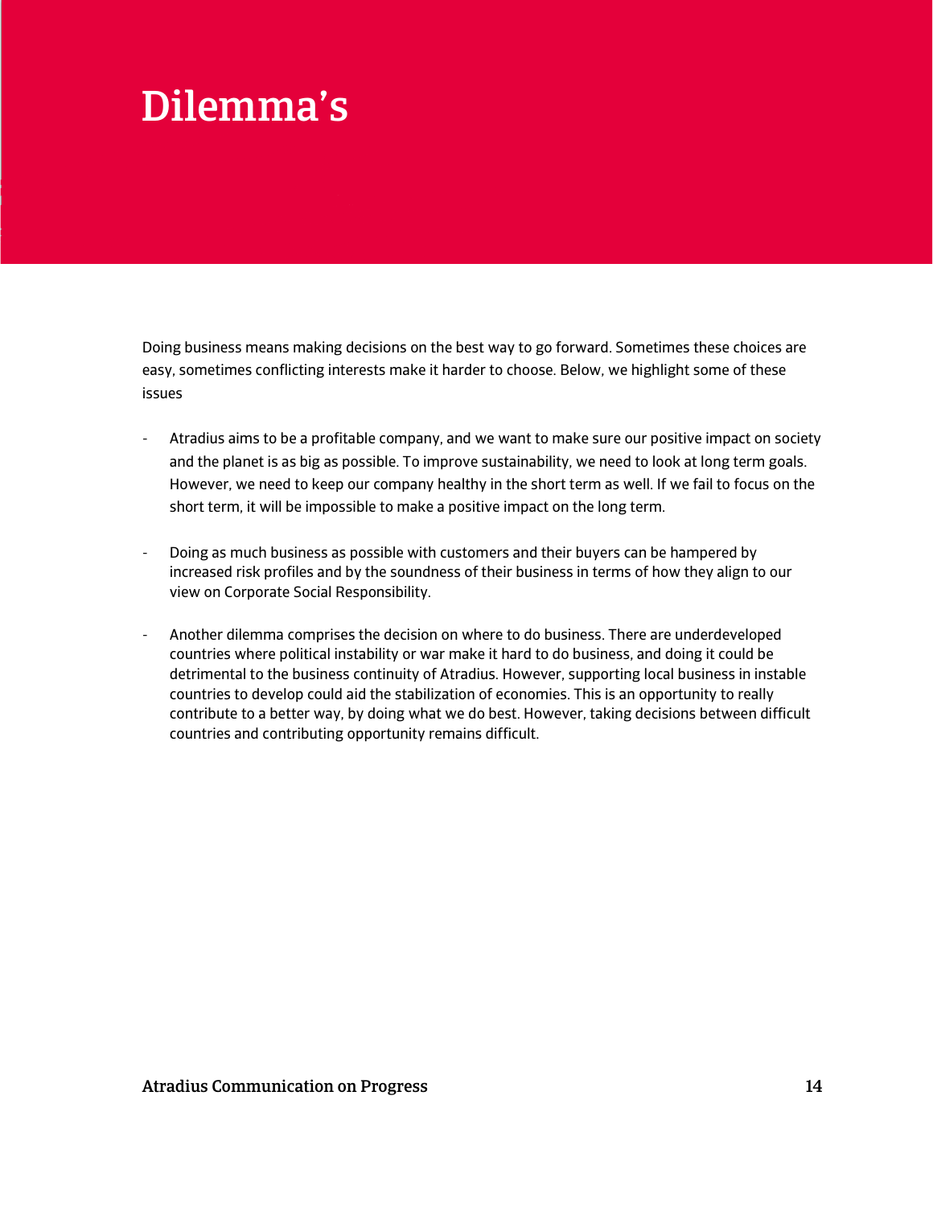# Dilemma's

Doing business means making decisions on the best way to go forward. Sometimes these choices are easy, sometimes conflicting interests make it harder to choose. Below, we highlight some of these issues

- Atradius aims to be a profitable company, and we want to make sure our positive impact on society and the planet is as big as possible. To improve sustainability, we need to look at long term goals. However, we need to keep our company healthy in the short term as well. If we fail to focus on the short term, it will be impossible to make a positive impact on the long term.

- Doing as much business as possible with customers and their buyers can be hampered by increased risk profiles and by the soundness of their business in terms of how they align to our view on Corporate Social Responsibility.

- Another dilemma comprises the decision on where to do business. There are underdeveloped countries where political instability or war make it hard to do business, and doing it could be detrimental to the business continuity of Atradius. However, supporting local business in instable countries to develop could aid the stabilization of economies. This is an opportunity to really contribute to a better way, by doing what we do best. However, taking decisions between difficult countries and contributing opportunity remains difficult.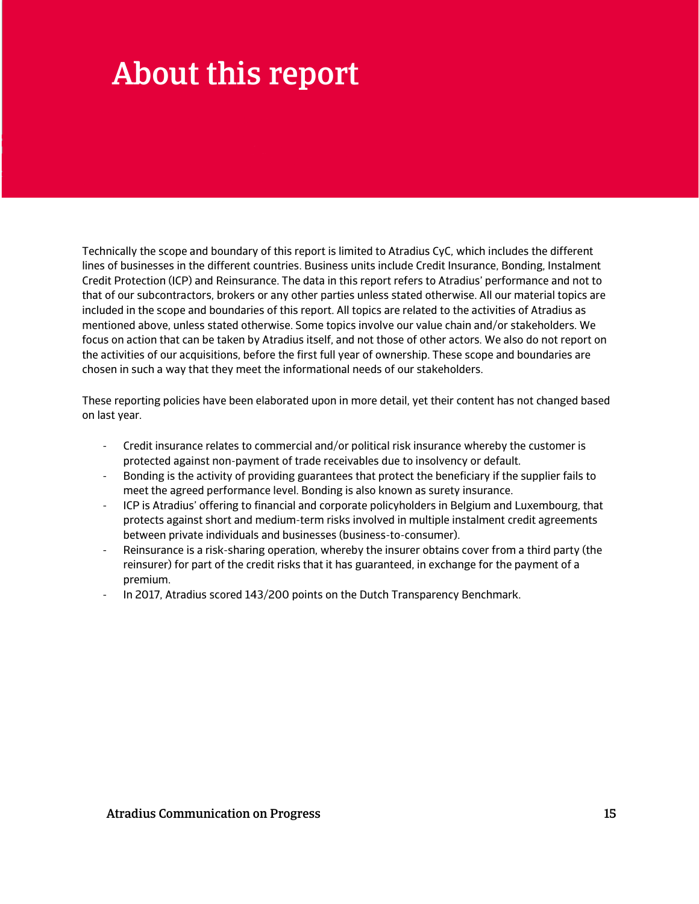# About this report

Technically the scope and boundary of this report is limited to Atradius CyC, which includes the different lines of businesses in the different countries. Business units include Credit Insurance, Bonding, Instalment Credit Protection (ICP) and Reinsurance. The data in this report refers to Atradius' performance and not to that of our subcontractors, brokers or any other parties unless stated otherwise. All our material topics are included in the scope and boundaries of this report. All topics are related to the activities of Atradius as mentioned above, unless stated otherwise. Some topics involve our value chain and/or stakeholders. We focus on action that can be taken by Atradius itself, and not those of other actors. We also do not report on the activities of our acquisitions, before the first full year of ownership. These scope and boundaries are chosen in such a way that they meet the informational needs of our stakeholders.

These reporting policies have been elaborated upon in more detail, yet their content has not changed based on last year.

- Credit insurance relates to commercial and/or political risk insurance whereby the customer is protected against non-payment of trade receivables due to insolvency or default.
- Bonding is the activity of providing guarantees that protect the beneficiary if the supplier fails to meet the agreed performance level. Bonding is also known as surety insurance.
- ICP is Atradius' offering to financial and corporate policyholders in Belgium and Luxembourg, that protects against short and medium-term risks involved in multiple instalment credit agreements between private individuals and businesses (business-to-consumer).
- Reinsurance is a risk-sharing operation, whereby the insurer obtains cover from a third party (the reinsurer) for part of the credit risks that it has guaranteed, in exchange for the payment of a premium.
- In 2017, Atradius scored 143/200 points on the Dutch Transparency Benchmark.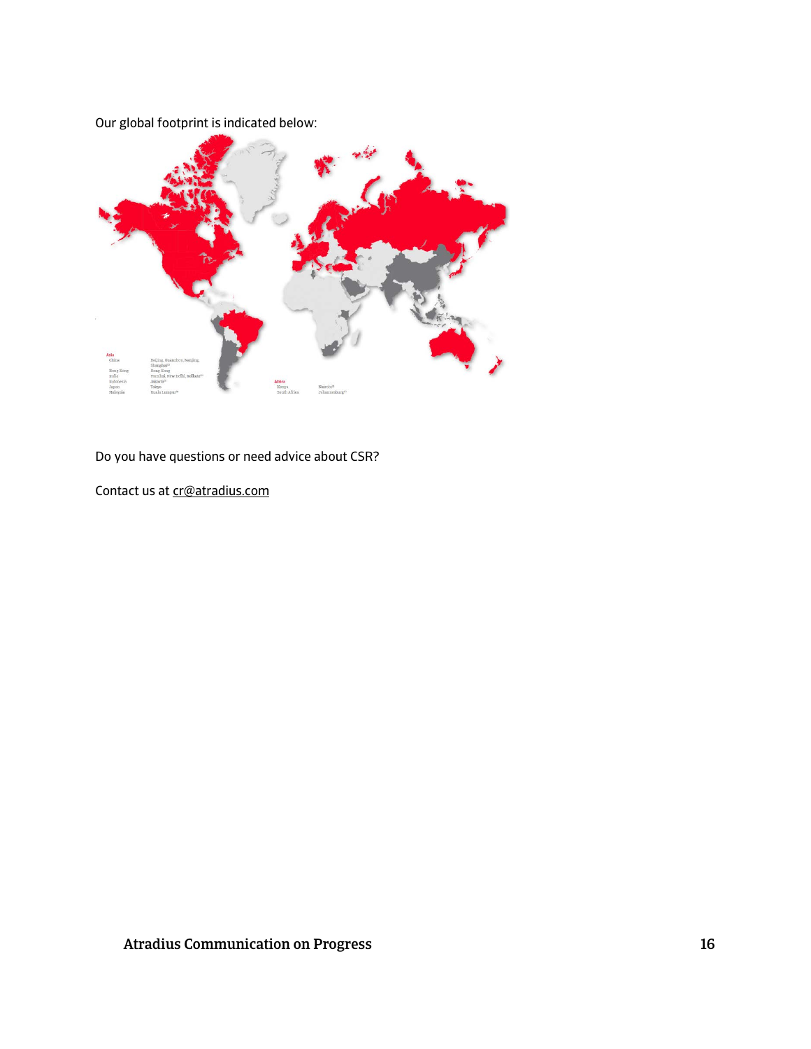Our global footprint is indicated below:

Do you have questions or need advice about CSR?

Contact us at [cr@atradius.com](mailto:cr@atradius.com)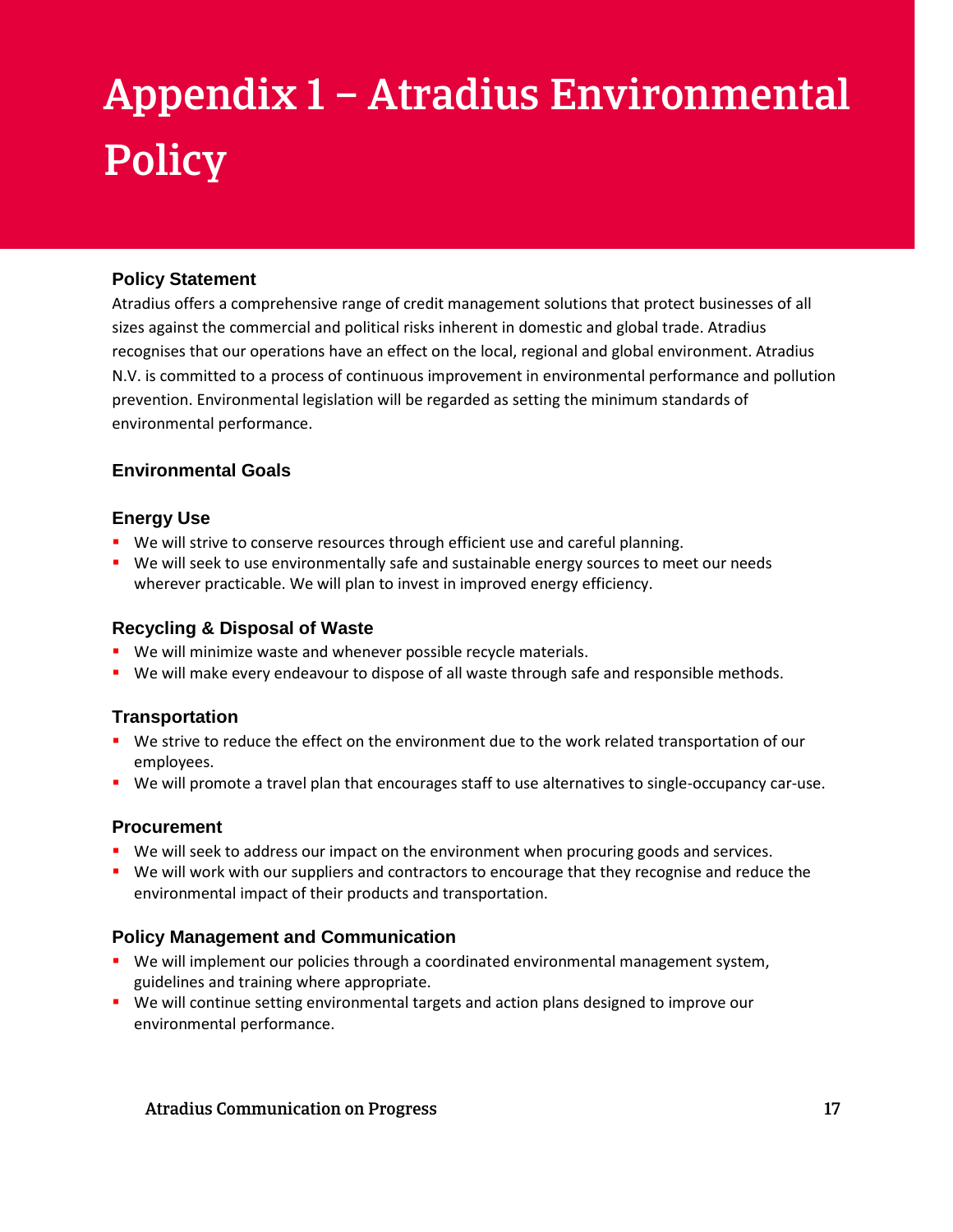# Appendix 1 – Atradius Environmental Policy

### Policy Statement

Atradius offers a comprehensive range of credit management solutions that protect businesses of all sizes against the commercial and political risks inherent in domestic and global trade. Atradius recognises that our operations have an effect on the local, regional and global environment. Atradius N.V. is committed to a process of continuous improvement in environmental performance and pollution prevention. Environmental legislation will be regarded as setting the minimum standards of environmental performance.

### Environmental Goals

### Energy Use

- We will strive to conserve resources through efficient use and careful planning.
- We will seek to use environmentally safe and sustainable energy sources to meet our needs wherever practicable. We will plan to invest in improved energy efficiency.

### Recycling & Disposal of Waste

- We will minimize waste and whenever possible recycle materials.
- We will make every endeavour to dispose of all waste through safe and responsible methods.

### Transportation

- We strive to reduce the effect on the environment due to the work related transportation of our employees.
- We will promote a travel plan that encourages staff to use alternatives to single-occupancy car-use.

### Procurement

- We will seek to address our impact on the environment when procuring goods and services.
- We will work with our suppliers and contractors to encourage that they recognise and reduce the environmental impact of their products and transportation.

### Policy Management and Communication

- We will implement our policies through a coordinated environmental management system, guidelines and training where appropriate.
- We will continue setting environmental targets and action plans designed to improve our environmental performance.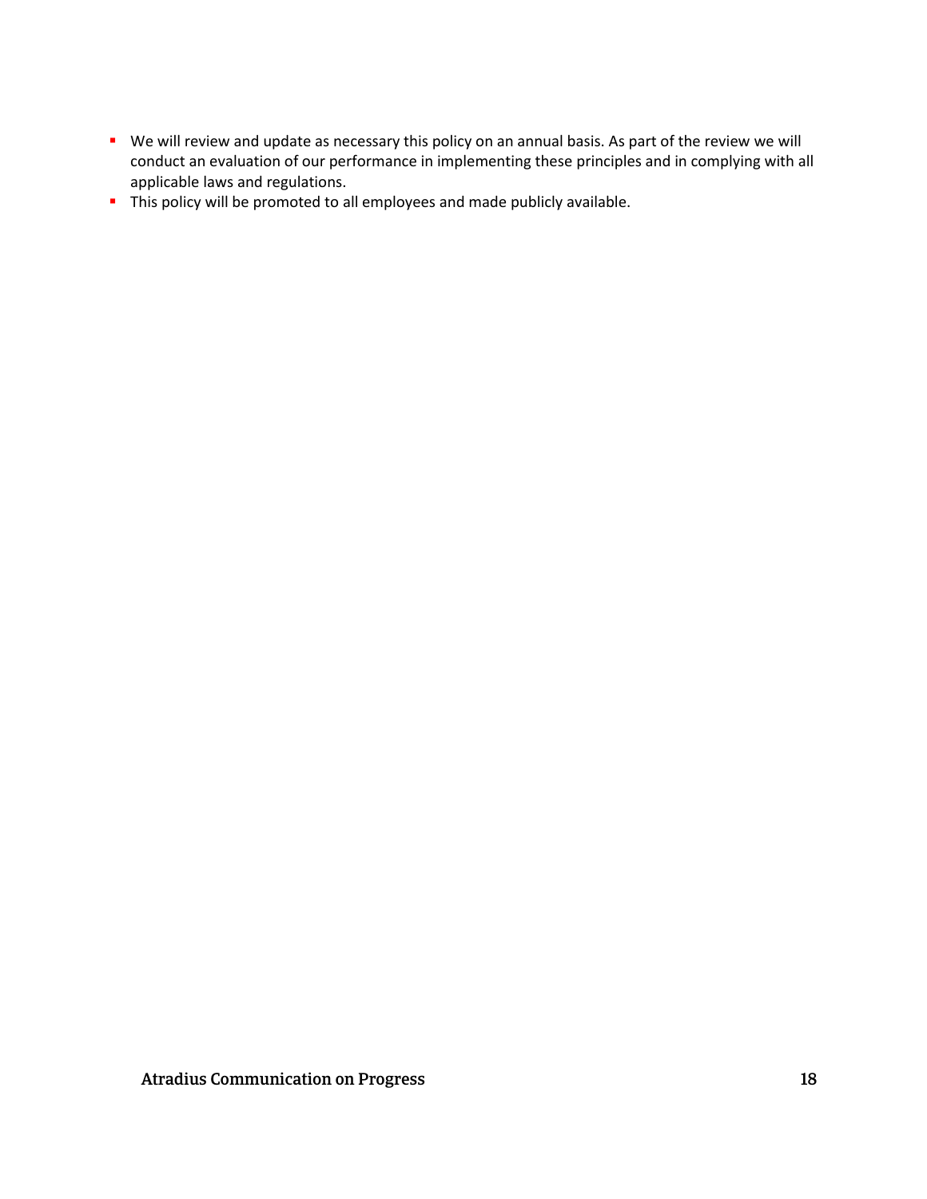- We will review and update as necessary this policy on an annual basis. As part of the review we will conduct an evaluation of our performance in implementing these principles and in complying with all applicable laws and regulations.
- This policy will be promoted to all employees and made publicly available.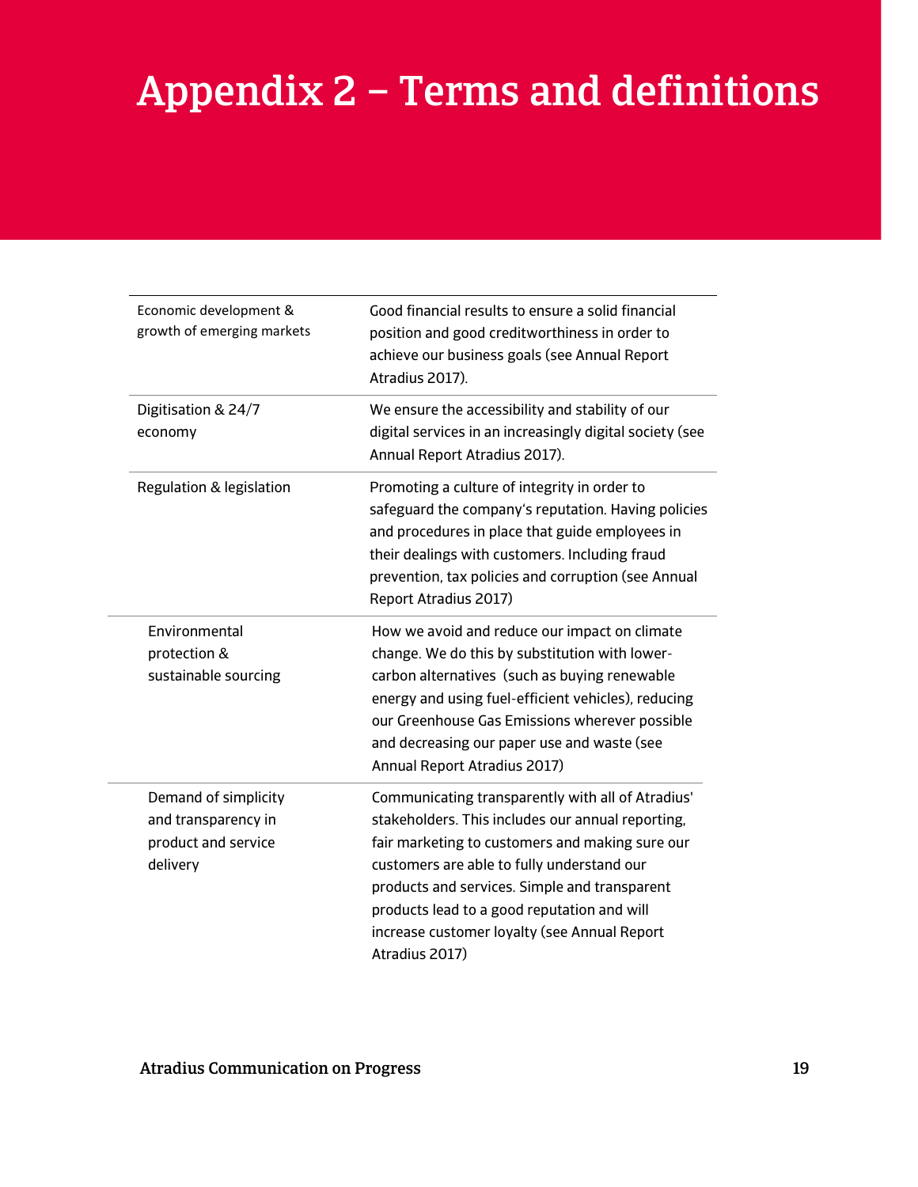# Appendix 2 – Terms and definitions

| | |
|---|---|
| Economic development & growth of emerging markets | Good financial results to ensure a solid financial position and good creditworthiness in order to achieve our business goals (see Annual Report Atradius 2017). |
| Digitisation & 24/7 economy | We ensure the accessibility and stability of our digital services in an increasingly digital society (see Annual Report Atradius 2017). |
| Regulation & legislation | Promoting a culture of integrity in order to safeguard the company's reputation. Having policies and procedures in place that guide employees in their dealings with customers. Including fraud prevention, tax policies and corruption (see Annual Report Atradius 2017) |
| Environmental protection & sustainable sourcing | How we avoid and reduce our impact on climate change. We do this by substitution with lower-carbon alternatives (such as buying renewable energy and using fuel-efficient vehicles), reducing our Greenhouse Gas Emissions wherever possible and decreasing our paper use and waste (see Annual Report Atradius 2017) |
| Demand of simplicity and transparency in product and service delivery | Communicating transparently with all of Atradius' stakeholders. This includes our annual reporting, fair marketing to customers and making sure our customers are able to fully understand our products and services. Simple and transparent products lead to a good reputation and will increase customer loyalty (see Annual Report Atradius 2017) |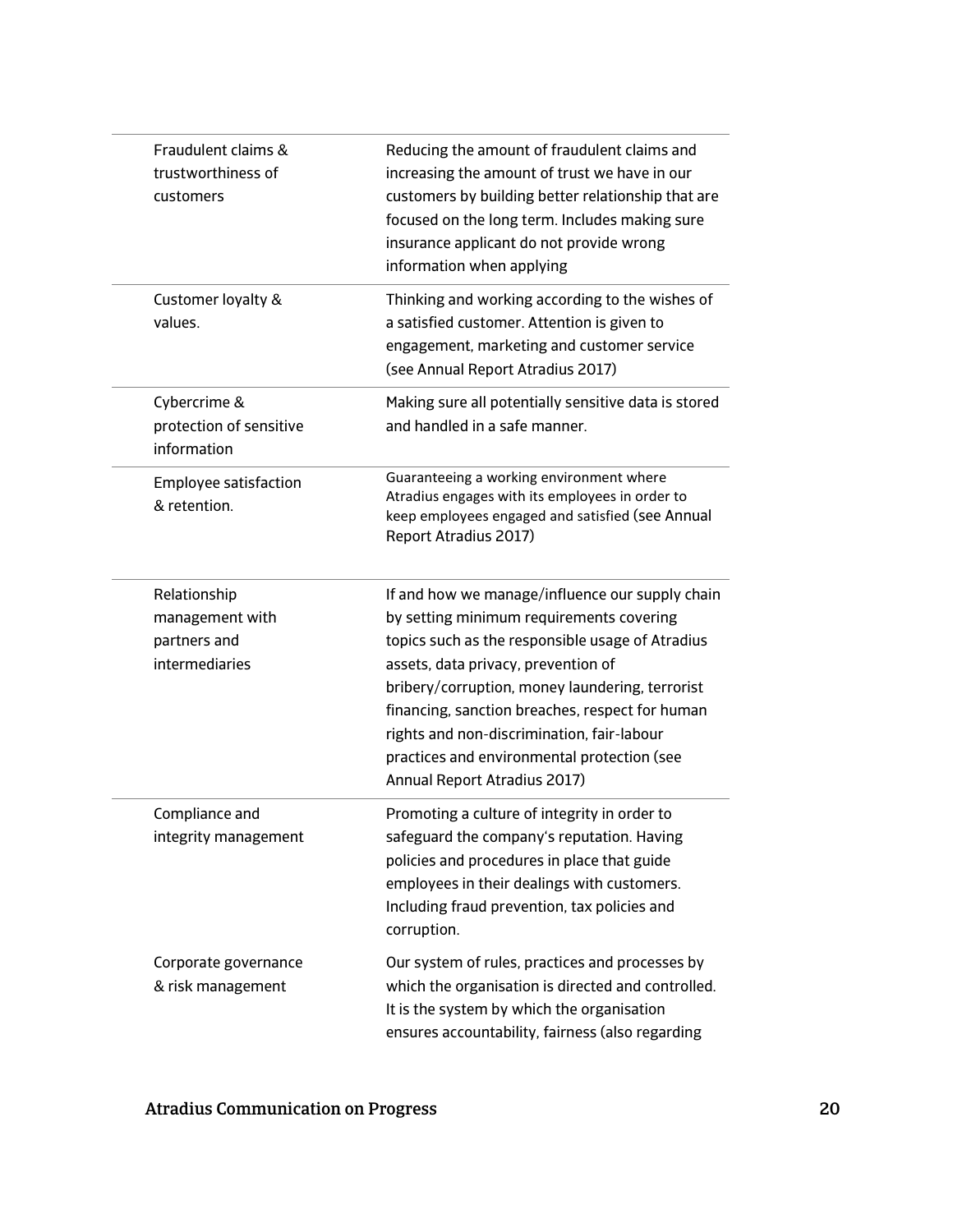| | |
|---|---|
| Fraudulent claims & trustworthiness of customers | Reducing the amount of fraudulent claims and increasing the amount of trust we have in our customers by building better relationship that are focused on the long term. Includes making sure insurance applicant do not provide wrong information when applying |
| Customer loyalty & values. | Thinking and working according to the wishes of a satisfied customer. Attention is given to engagement, marketing and customer service (see Annual Report Atradius 2017) |
| Cybercrime & protection of sensitive information | Making sure all potentially sensitive data is stored and handled in a safe manner. |
| Employee satisfaction & retention. | Guaranteeing a working environment where Atradius engages with its employees in order to keep employees engaged and satisfied (see Annual Report Atradius 2017) |
| Relationship management with partners and intermediaries | If and how we manage/influence our supply chain by setting minimum requirements covering topics such as the responsible usage of Atradius assets, data privacy, prevention of bribery/corruption, money laundering, terrorist financing, sanction breaches, respect for human rights and non-discrimination, fair-labour practices and environmental protection (see Annual Report Atradius 2017) |
| Compliance and integrity management | Promoting a culture of integrity in order to safeguard the company's reputation. Having policies and procedures in place that guide employees in their dealings with customers. Including fraud prevention, tax policies and corruption. |
| Corporate governance & risk management | Our system of rules, practices and processes by which the organisation is directed and controlled. It is the system by which the organisation ensures accountability, fairness (also regarding |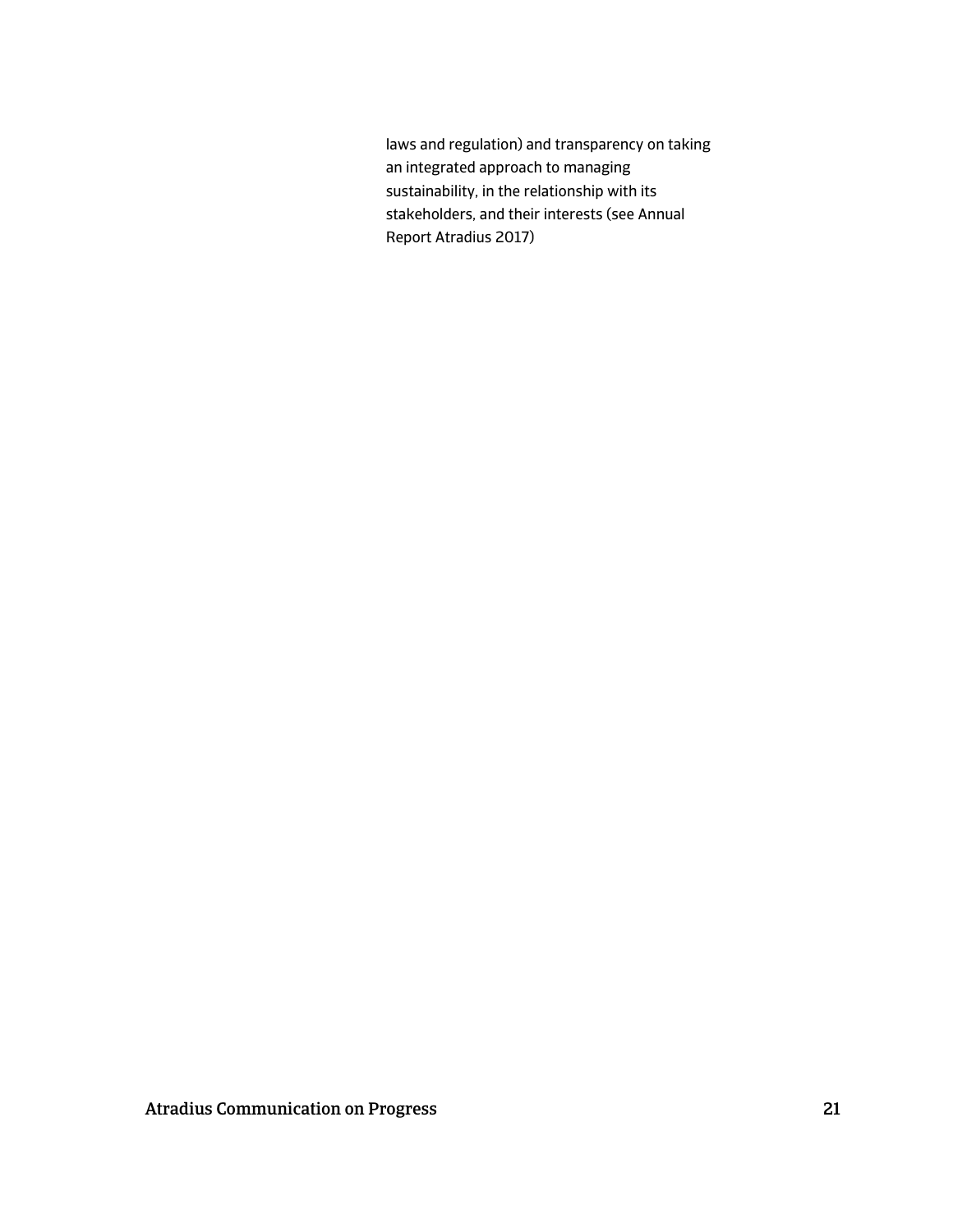laws and regulation) and transparency on taking an integrated approach to managing sustainability, in the relationship with its stakeholders, and their interests (see Annual Report Atradius 2017)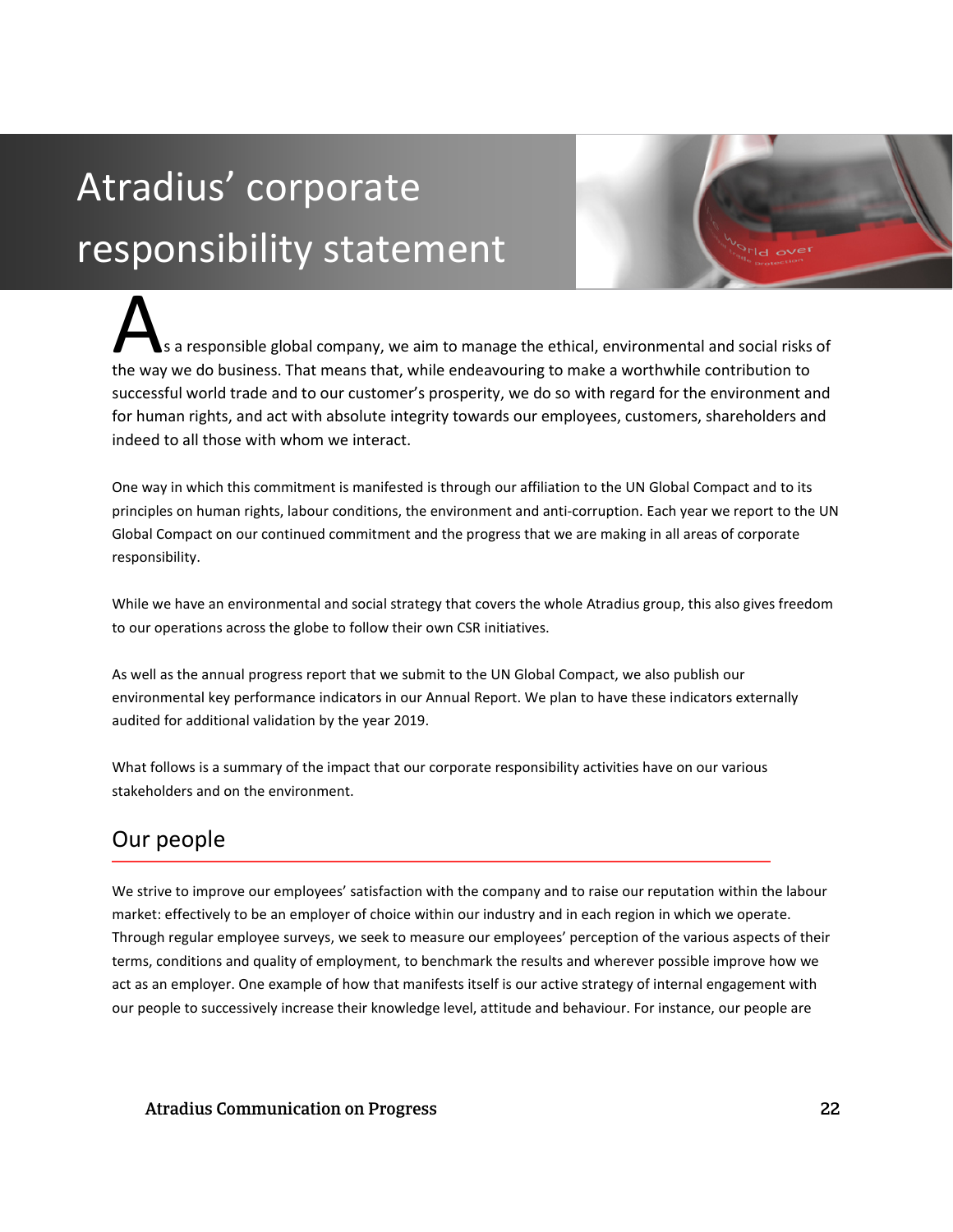# Atradius' corporate responsibility statement

As a responsible global company, we aim to manage the ethical, environmental and social risks of the way we do business. That means that, while endeavouring to make a worthwhile contribution to successful world trade and to our customer's prosperity, we do so with regard for the environment and for human rights, and act with absolute integrity towards our employees, customers, shareholders and indeed to all those with whom we interact.

One way in which this commitment is manifested is through our affiliation to the UN Global Compact and to its principles on human rights, labour conditions, the environment and anti-corruption. Each year we report to the UN Global Compact on our continued commitment and the progress that we are making in all areas of corporate responsibility.

While we have an environmental and social strategy that covers the whole Atradius group, this also gives freedom to our operations across the globe to follow their own CSR initiatives.

As well as the annual progress report that we submit to the UN Global Compact, we also publish our environmental key performance indicators in our Annual Report. We plan to have these indicators externally audited for additional validation by the year 2019.

What follows is a summary of the impact that our corporate responsibility activities have on our various stakeholders and on the environment.

## Our people

We strive to improve our employees' satisfaction with the company and to raise our reputation within the labour market: effectively to be an employer of choice within our industry and in each region in which we operate. Through regular employee surveys, we seek to measure our employees' perception of the various aspects of their terms, conditions and quality of employment, to benchmark the results and wherever possible improve how we act as an employer. One example of how that manifests itself is our active strategy of internal engagement with our people to successively increase their knowledge level, attitude and behaviour. For instance, our people are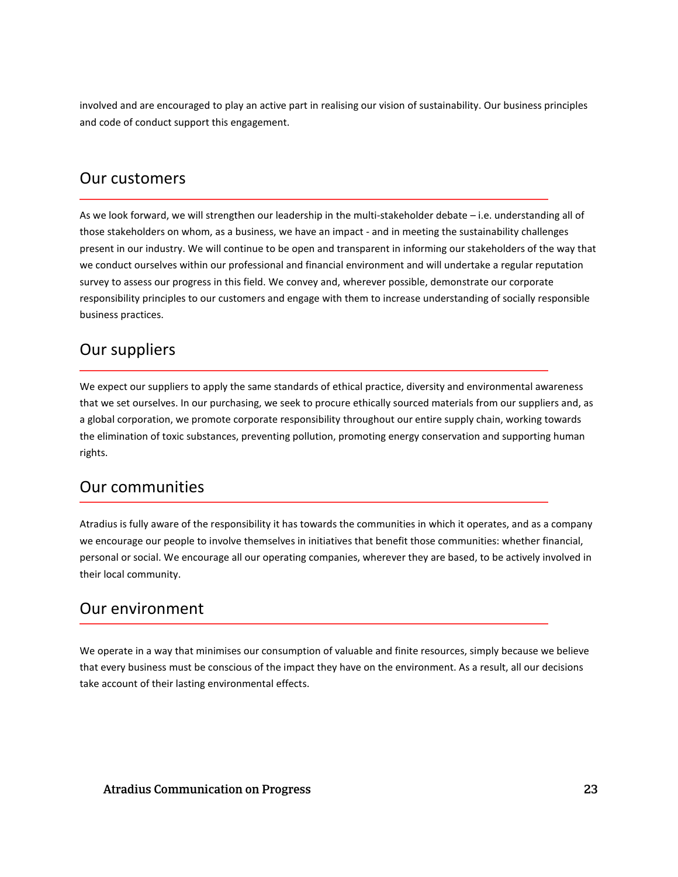involved and are encouraged to play an active part in realising our vision of sustainability. Our business principles and code of conduct support this engagement.

## Our customers

As we look forward, we will strengthen our leadership in the multi-stakeholder debate – i.e. understanding all of those stakeholders on whom, as a business, we have an impact - and in meeting the sustainability challenges present in our industry. We will continue to be open and transparent in informing our stakeholders of the way that we conduct ourselves within our professional and financial environment and will undertake a regular reputation survey to assess our progress in this field. We convey and, wherever possible, demonstrate our corporate responsibility principles to our customers and engage with them to increase understanding of socially responsible business practices.

## Our suppliers

We expect our suppliers to apply the same standards of ethical practice, diversity and environmental awareness that we set ourselves. In our purchasing, we seek to procure ethically sourced materials from our suppliers and, as a global corporation, we promote corporate responsibility throughout our entire supply chain, working towards the elimination of toxic substances, preventing pollution, promoting energy conservation and supporting human rights.

## Our communities

Atradius is fully aware of the responsibility it has towards the communities in which it operates, and as a company we encourage our people to involve themselves in initiatives that benefit those communities: whether financial, personal or social. We encourage all our operating companies, wherever they are based, to be actively involved in their local community.

## Our environment

We operate in a way that minimises our consumption of valuable and finite resources, simply because we believe that every business must be conscious of the impact they have on the environment. As a result, all our decisions take account of their lasting environmental effects.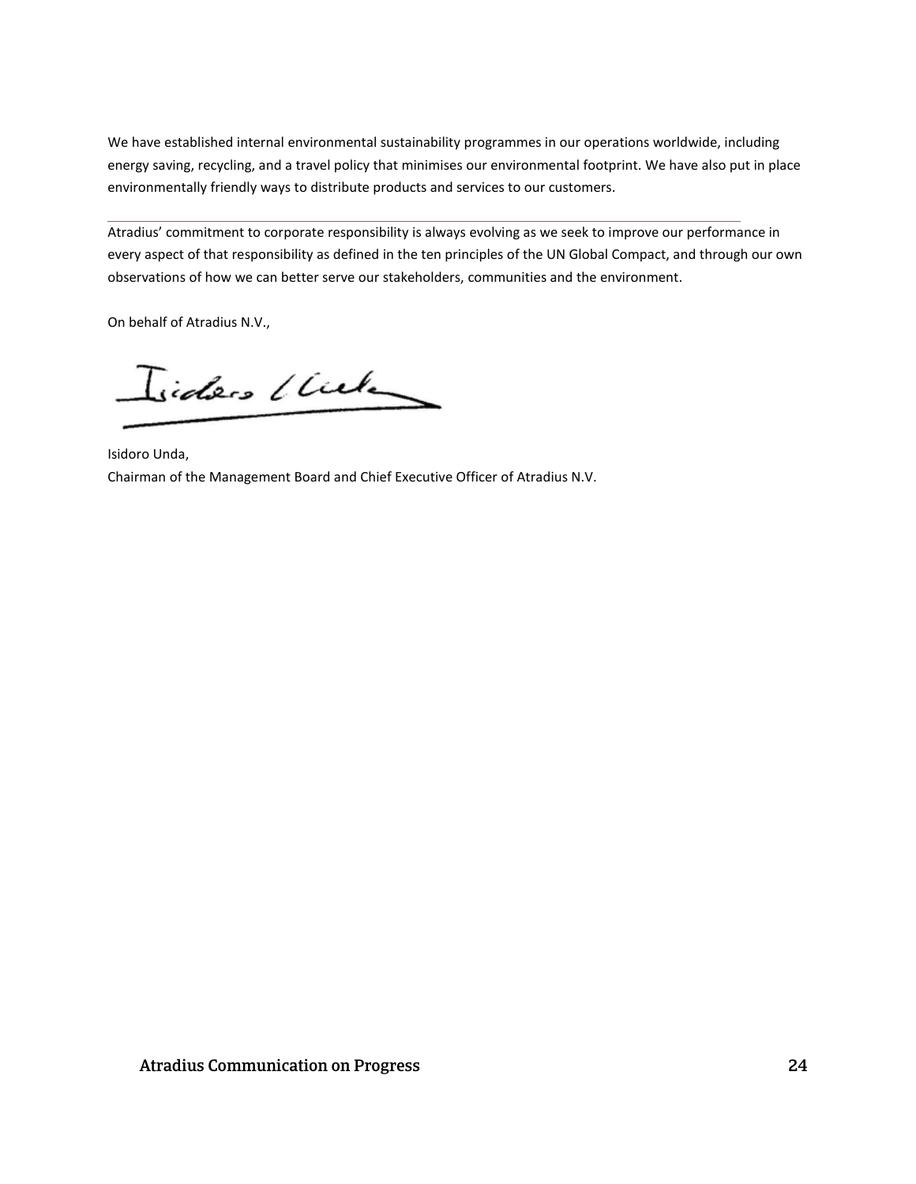We have established internal environmental sustainability programmes in our operations worldwide, including energy saving, recycling, and a travel policy that minimises our environmental footprint. We have also put in place environmentally friendly ways to distribute products and services to our customers.

---

Atradius' commitment to corporate responsibility is always evolving as we seek to improve our performance in every aspect of that responsibility as defined in the ten principles of the UN Global Compact, and through our own observations of how we can better serve our stakeholders, communities and the environment.

On behalf of Atradius N.V.,

Isidoro Unda,
Chairman of the Management Board and Chief Executive Officer of Atradius N.V.